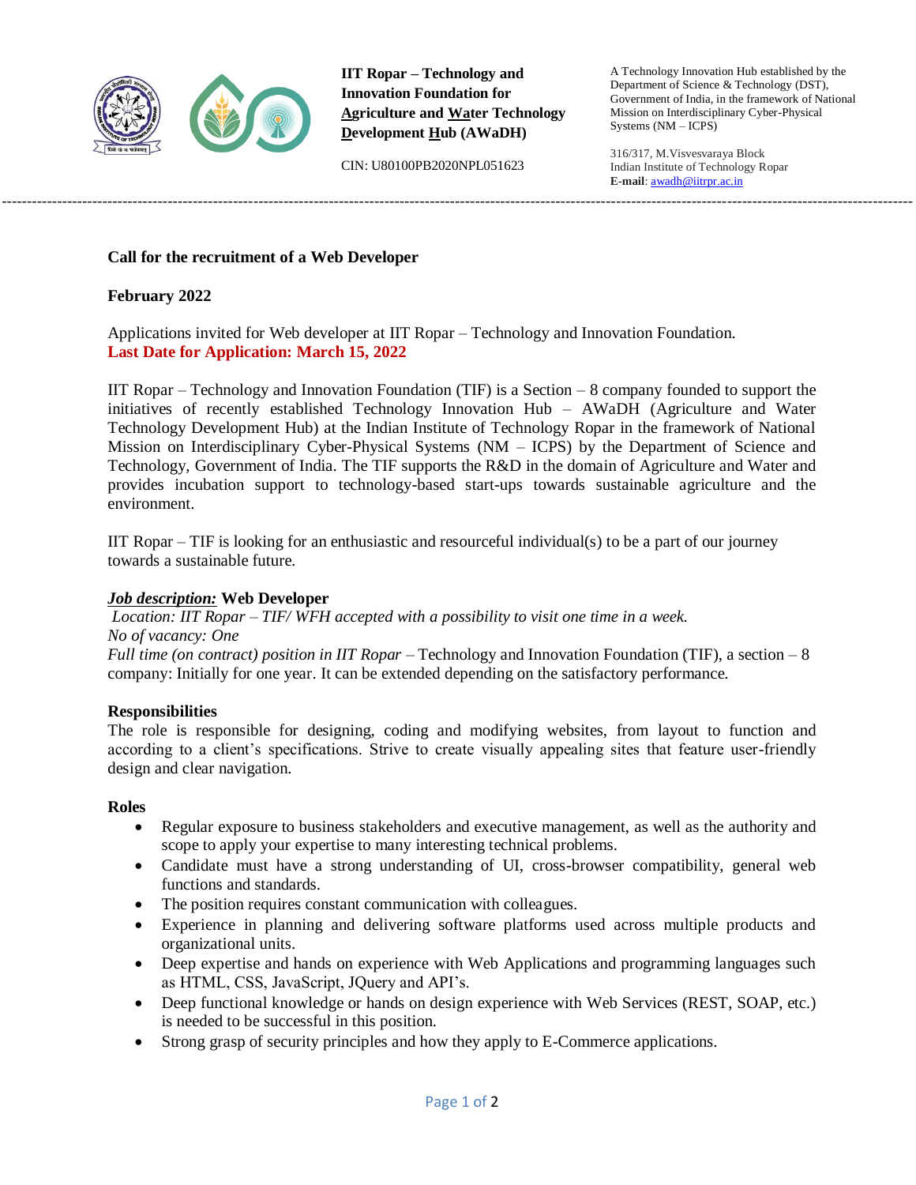**IIT Ropar – Technology and Innovation Foundation for Agriculture and Water Technology Development Hub (AWaDH)**

CIN: U80100PB2020NPL051623

A Technology Innovation Hub established by the Department of Science & Technology (DST), Government of India, in the framework of National Mission on Interdisciplinary Cyber-Physical Systems (NM – ICPS)

316/317, M.Visvesvaraya Block
Indian Institute of Technology Ropar
**E-mail**: awadh@iitrpr.ac.in

---

## Call for the recruitment of a Web Developer

**February 2022**

Applications invited for Web developer at IIT Ropar – Technology and Innovation Foundation.
**Last Date for Application: March 15, 2022**

IIT Ropar – Technology and Innovation Foundation (TIF) is a Section – 8 company founded to support the initiatives of recently established Technology Innovation Hub – AWaDH (Agriculture and Water Technology Development Hub) at the Indian Institute of Technology Ropar in the framework of National Mission on Interdisciplinary Cyber-Physical Systems (NM – ICPS) by the Department of Science and Technology, Government of India. The TIF supports the R&D in the domain of Agriculture and Water and provides incubation support to technology-based start-ups towards sustainable agriculture and the environment.

IIT Ropar – TIF is looking for an enthusiastic and resourceful individual(s) to be a part of our journey towards a sustainable future.

***Job description:*** **Web Developer**
*Location: IIT Ropar – TIF/ WFH accepted with a possibility to visit one time in a week.*
*No of vacancy: One*
*Full time (on contract) position in IIT Ropar* – Technology and Innovation Foundation (TIF), a section – 8 company: Initially for one year. It can be extended depending on the satisfactory performance.

**Responsibilities**
The role is responsible for designing, coding and modifying websites, from layout to function and according to a client's specifications. Strive to create visually appealing sites that feature user-friendly design and clear navigation.

**Roles**

- Regular exposure to business stakeholders and executive management, as well as the authority and scope to apply your expertise to many interesting technical problems.
- Candidate must have a strong understanding of UI, cross-browser compatibility, general web functions and standards.
- The position requires constant communication with colleagues.
- Experience in planning and delivering software platforms used across multiple products and organizational units.
- Deep expertise and hands on experience with Web Applications and programming languages such as HTML, CSS, JavaScript, JQuery and API's.
- Deep functional knowledge or hands on design experience with Web Services (REST, SOAP, etc.) is needed to be successful in this position.
- Strong grasp of security principles and how they apply to E-Commerce applications.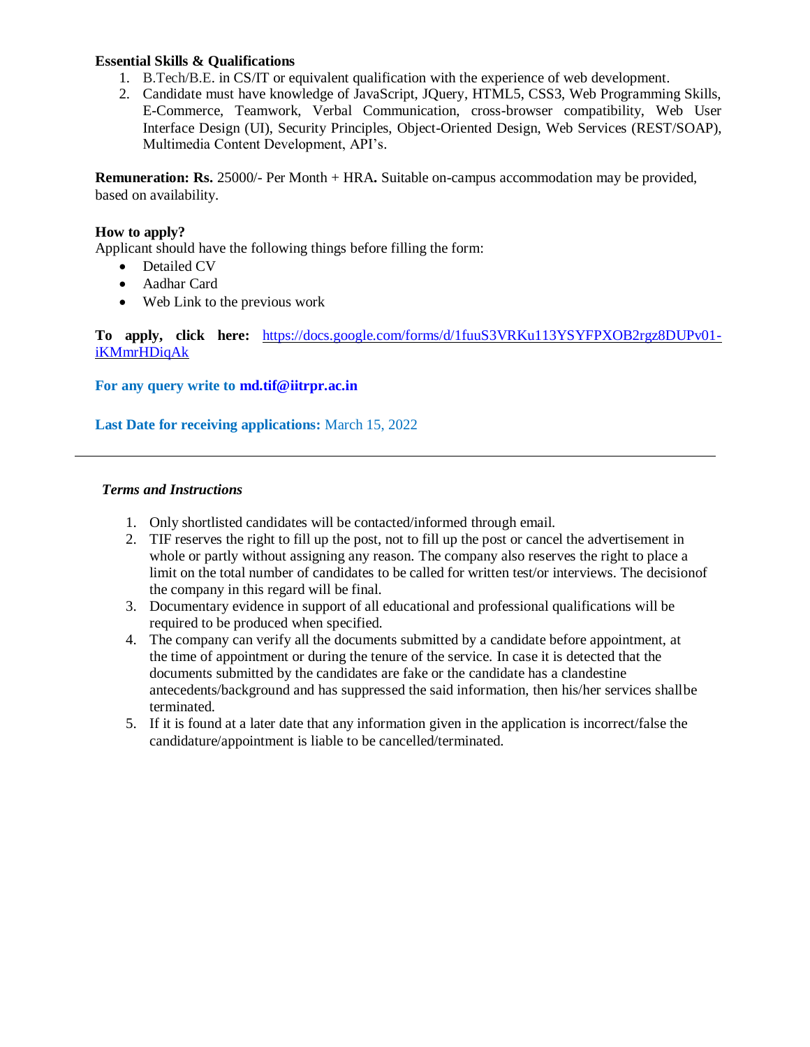**Essential Skills & Qualifications**

1. B.Tech/B.E. in CS/IT or equivalent qualification with the experience of web development.
2. Candidate must have knowledge of JavaScript, JQuery, HTML5, CSS3, Web Programming Skills, E-Commerce, Teamwork, Verbal Communication, cross-browser compatibility, Web User Interface Design (UI), Security Principles, Object-Oriented Design, Web Services (REST/SOAP), Multimedia Content Development, API's.

**Remuneration: Rs.** 25000/- Per Month + HRA**.** Suitable on-campus accommodation may be provided, based on availability.

**How to apply?**

Applicant should have the following things before filling the form:

- Detailed CV
- Aadhar Card
- Web Link to the previous work

**To apply, click here:** https://docs.google.com/forms/d/1fuuS3VRKu113YSYFPXOB2rgz8DUPv01-iKMmrHDiqAk

**For any query write to md.tif@iitrpr.ac.in**

**Last Date for receiving applications:** March 15, 2022

---

***Terms and Instructions***

1. Only shortlisted candidates will be contacted/informed through email.
2. TIF reserves the right to fill up the post, not to fill up the post or cancel the advertisement in whole or partly without assigning any reason. The company also reserves the right to place a limit on the total number of candidates to be called for written test/or interviews. The decisionof the company in this regard will be final.
3. Documentary evidence in support of all educational and professional qualifications will be required to be produced when specified.
4. The company can verify all the documents submitted by a candidate before appointment, at the time of appointment or during the tenure of the service. In case it is detected that the documents submitted by the candidates are fake or the candidate has a clandestine antecedents/background and has suppressed the said information, then his/her services shallbe terminated.
5. If it is found at a later date that any information given in the application is incorrect/false the candidature/appointment is liable to be cancelled/terminated.